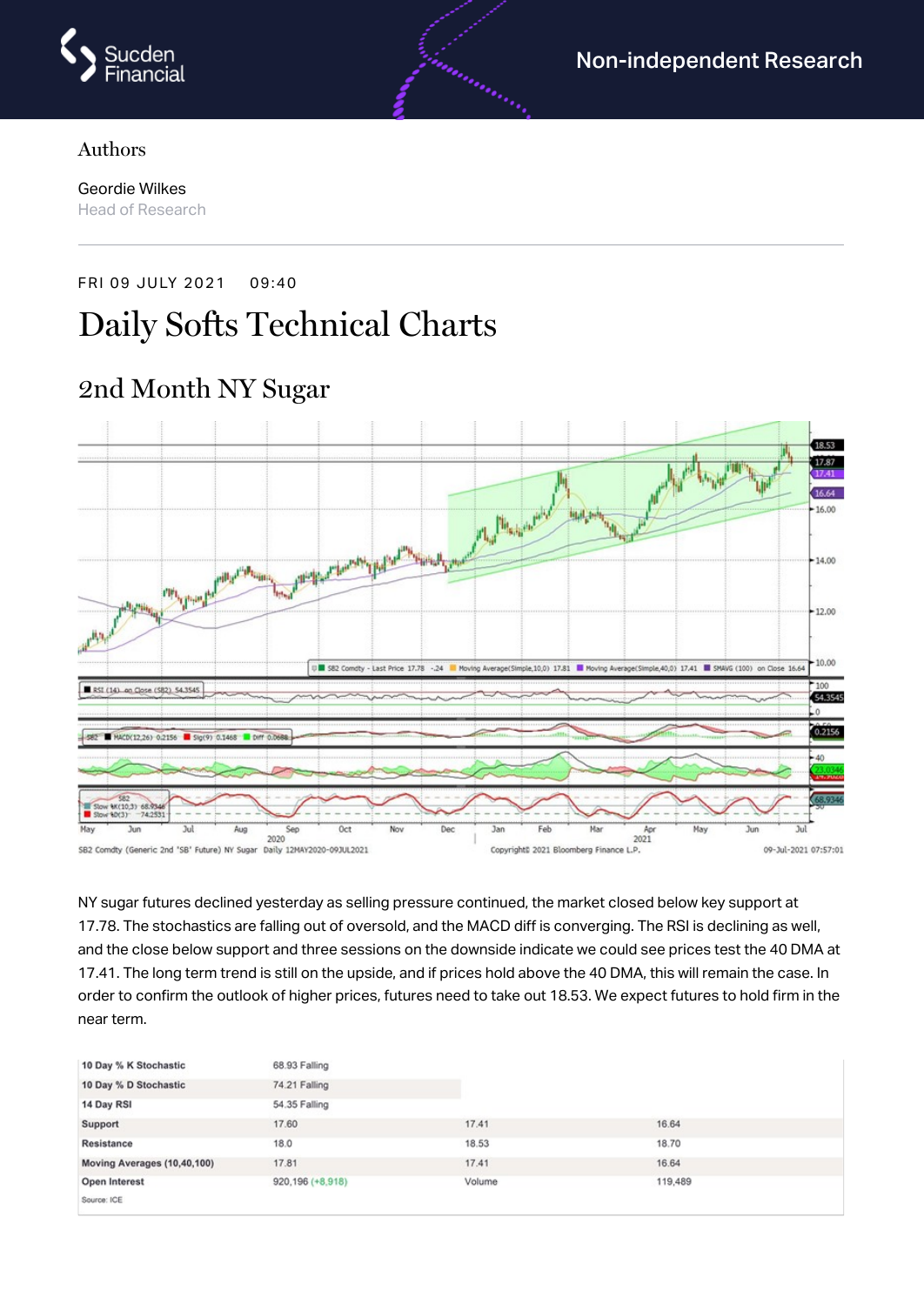Non-independent Research

Authors

Geordie Wilkes
Head of Research

FRI 09 JULY 2021 09:40

# Daily Softs Technical Charts

## 2nd Month NY Sugar

NY sugar futures declined yesterday as selling pressure continued, the market closed below key support at 17.78. The stochastics are falling out of oversold, and the MACD diff is converging. The RSI is declining as well, and the close below support and three sessions on the downside indicate we could see prices test the 40 DMA at 17.41. The long term trend is still on the upside, and if prices hold above the 40 DMA, this will remain the case. In order to confirm the outlook of higher prices, futures need to take out 18.53. We expect futures to hold firm in the near term.

| | | | |
|---|---|---|---|
| **10 Day % K Stochastic** | 68.93 Falling | | |
| **10 Day % D Stochastic** | 74.21 Falling | | |
| **14 Day RSI** | 54.35 Falling | | |
| **Support** | 17.60 | 17.41 | 16.64 |
| **Resistance** | 18.0 | 18.53 | 18.70 |
| **Moving Averages (10,40,100)** | 17.81 | 17.41 | 16.64 |
| **Open Interest** | 920,196 (+8,918) | Volume | 119,489 |

Source: ICE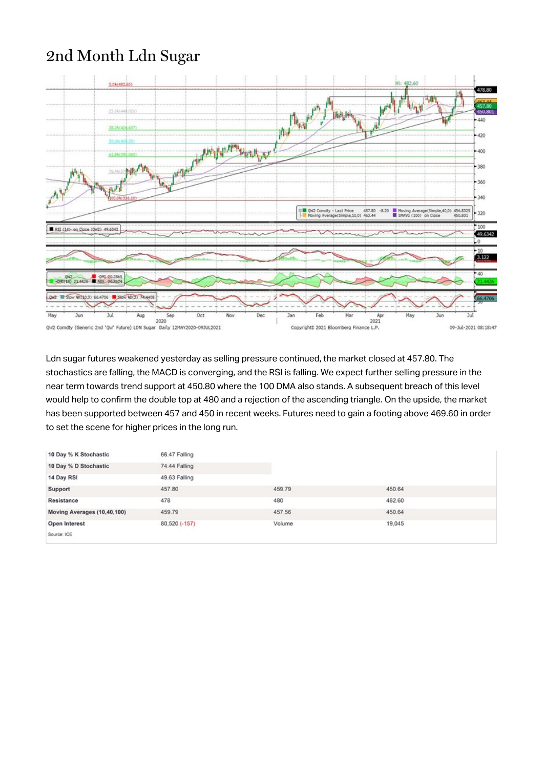# 2nd Month Ldn Sugar

Ldn sugar futures weakened yesterday as selling pressure continued, the market closed at 457.80. The stochastics are falling, the MACD is converging, and the RSI is falling. We expect further selling pressure in the near term towards trend support at 450.80 where the 100 DMA also stands. A subsequent breach of this level would help to confirm the double top at 480 and a rejection of the ascending triangle. On the upside, the market has been supported between 457 and 450 in recent weeks. Futures need to gain a footing above 469.60 in order to set the scene for higher prices in the long run.

| | | | |
|---|---|---|---|
| 10 Day % K Stochastic | 66.47 Falling | | |
| 10 Day % D Stochastic | 74.44 Falling | | |
| 14 Day RSI | 49.63 Falling | | |
| Support | 457.80 | 459.79 | 450.64 |
| Resistance | 478 | 480 | 482.60 |
| Moving Averages (10,40,100) | 459.79 | 457.56 | 450.64 |
| Open Interest | 80,520 (-157) | Volume | 19,045 |

Source: ICE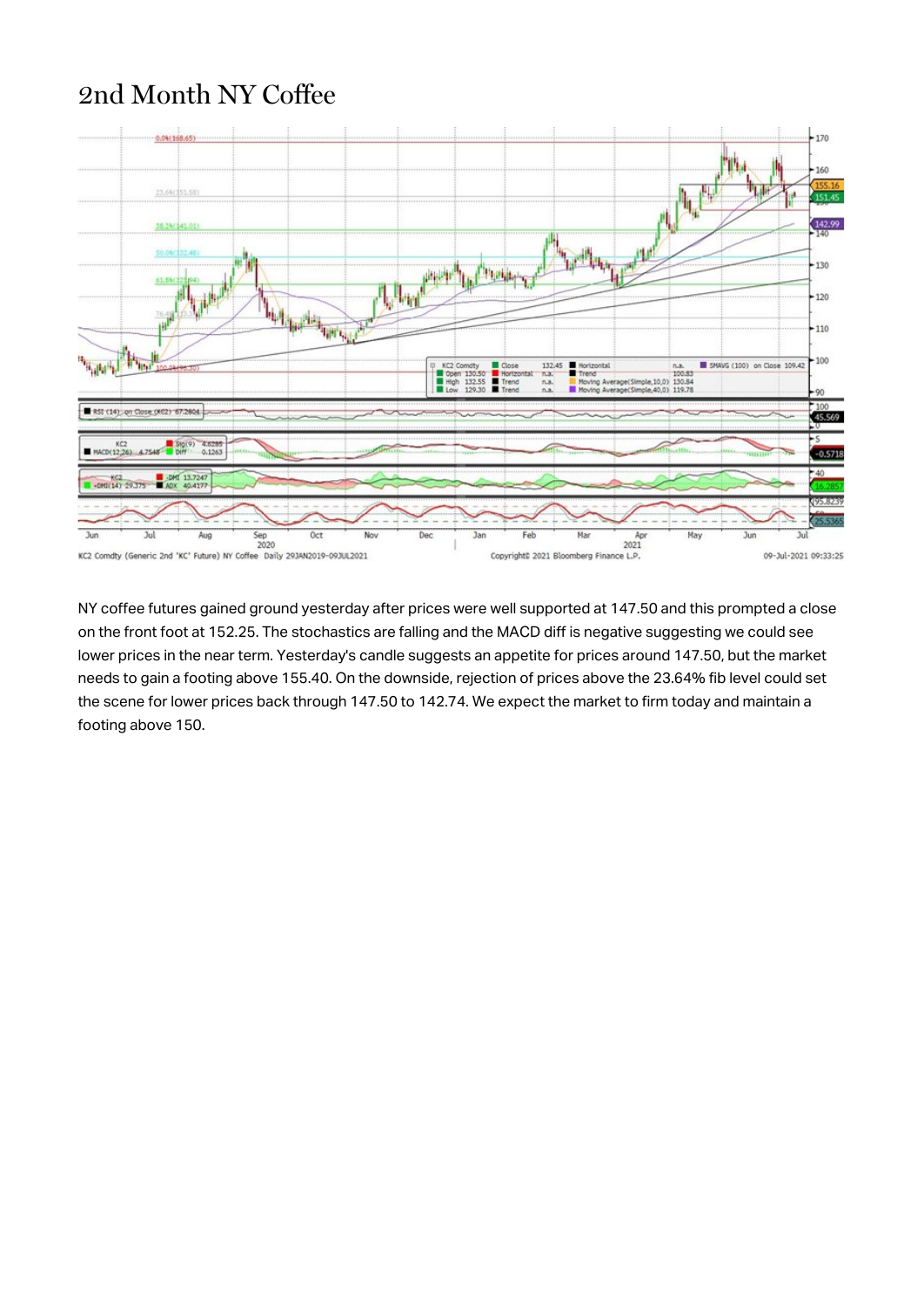# 2nd Month NY Coffee

NY coffee futures gained ground yesterday after prices were well supported at 147.50 and this prompted a close on the front foot at 152.25. The stochastics are falling and the MACD diff is negative suggesting we could see lower prices in the near term. Yesterday's candle suggests an appetite for prices around 147.50, but the market needs to gain a footing above 155.40. On the downside, rejection of prices above the 23.64% fib level could set the scene for lower prices back through 147.50 to 142.74. We expect the market to firm today and maintain a footing above 150.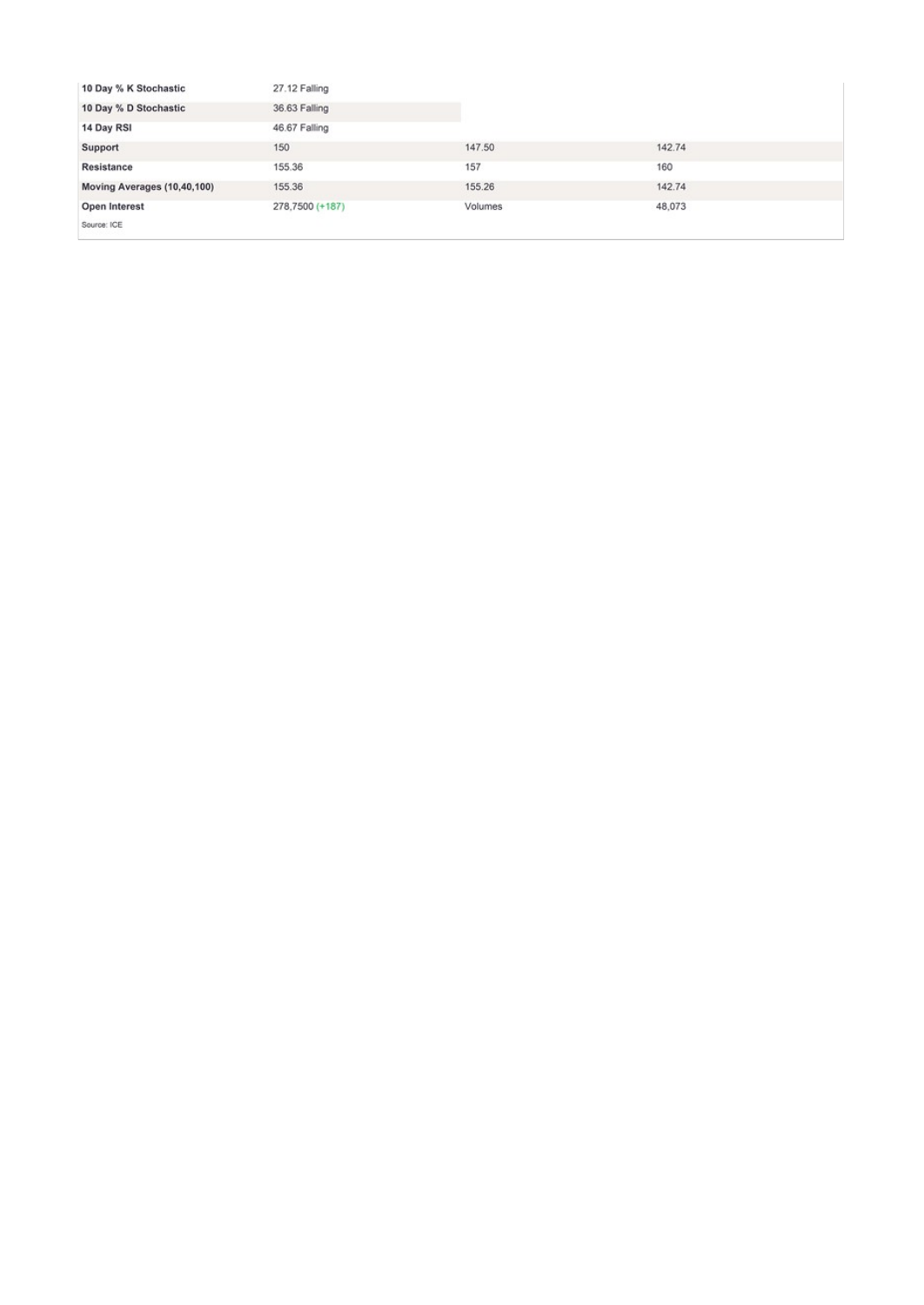| | | | |
|---|---|---|---|
| **10 Day % K Stochastic** | 27.12 Falling | | |
| **10 Day % D Stochastic** | 36.63 Falling | | |
| **14 Day RSI** | 46.67 Falling | | |
| **Support** | 150 | 147.50 | 142.74 |
| **Resistance** | 155.36 | 157 | 160 |
| **Moving Averages (10,40,100)** | 155.36 | 155.26 | 142.74 |
| **Open Interest** | 278,7500 (+187) | Volumes | 48,073 |

Source: ICE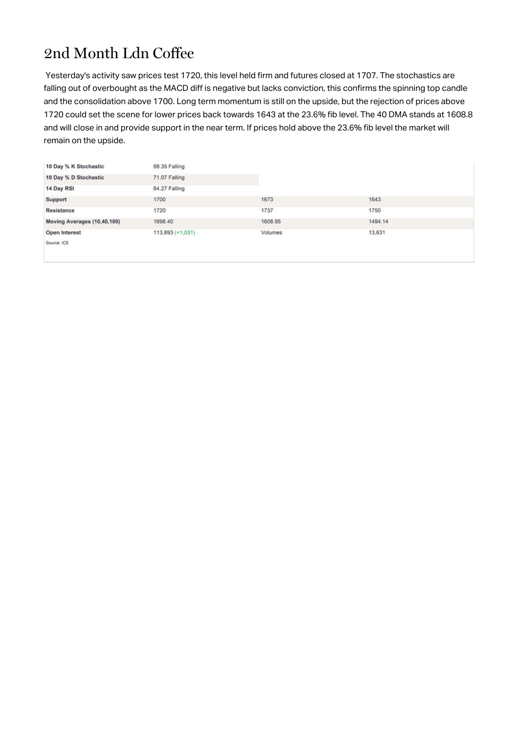# 2nd Month Ldn Coffee

Yesterday's activity saw prices test 1720, this level held firm and futures closed at 1707. The stochastics are falling out of overbought as the MACD diff is negative but lacks conviction, this confirms the spinning top candle and the consolidation above 1700. Long term momentum is still on the upside, but the rejection of prices above 1720 could set the scene for lower prices back towards 1643 at the 23.6% fib level. The 40 DMA stands at 1608.8 and will close in and provide support in the near term. If prices hold above the 23.6% fib level the market will remain on the upside.

| | | | |
|---|---|---|---|
| **10 Day % K Stochastic** | 68.35 Falling | | |
| **10 Day % D Stochastic** | 71.07 Falling | | |
| **14 Day RSI** | 64.27 Falling | | |
| **Support** | 1700 | 1673 | 1643 |
| **Resistance** | 1720 | 1737 | 1750 |
| **Moving Averages (10,40,100)** | 1698.40 | 1608.95 | 1494.14 |
| **Open Interest** | 113,893 (+1,031) | Volumes | 13,631 |

Source: ICE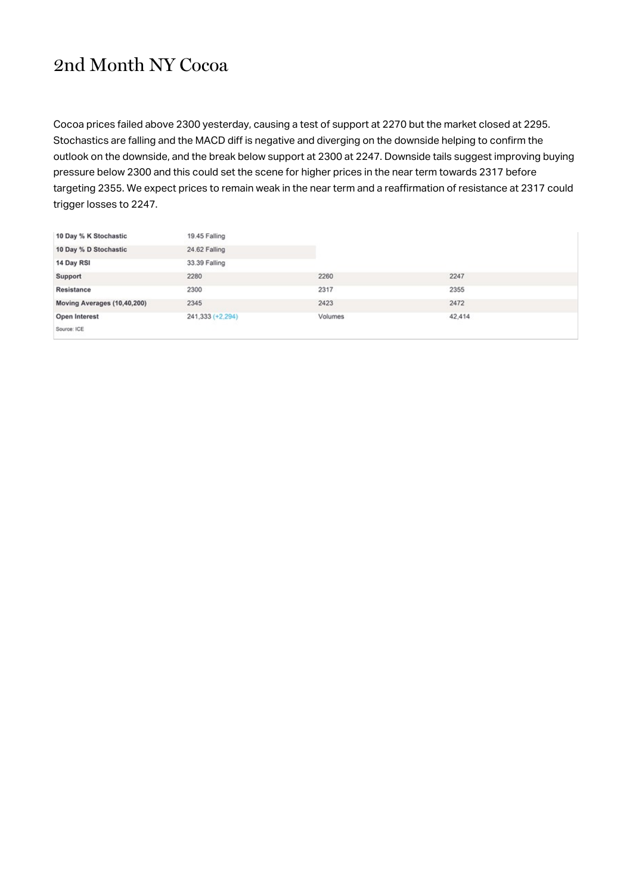# 2nd Month NY Cocoa

Cocoa prices failed above 2300 yesterday, causing a test of support at 2270 but the market closed at 2295. Stochastics are falling and the MACD diff is negative and diverging on the downside helping to confirm the outlook on the downside, and the break below support at 2300 at 2247. Downside tails suggest improving buying pressure below 2300 and this could set the scene for higher prices in the near term towards 2317 before targeting 2355. We expect prices to remain weak in the near term and a reaffirmation of resistance at 2317 could trigger losses to 2247.

| | | | |
|---|---|---|---|
| **10 Day % K Stochastic** | 19.45 Falling | | |
| **10 Day % D Stochastic** | 24.62 Falling | | |
| **14 Day RSI** | 33.39 Falling | | |
| **Support** | 2280 | 2260 | 2247 |
| **Resistance** | 2300 | 2317 | 2355 |
| **Moving Averages (10,40,200)** | 2345 | 2423 | 2472 |
| **Open Interest** | 241,333 (+2,294) | Volumes | 42,414 |

Source: ICE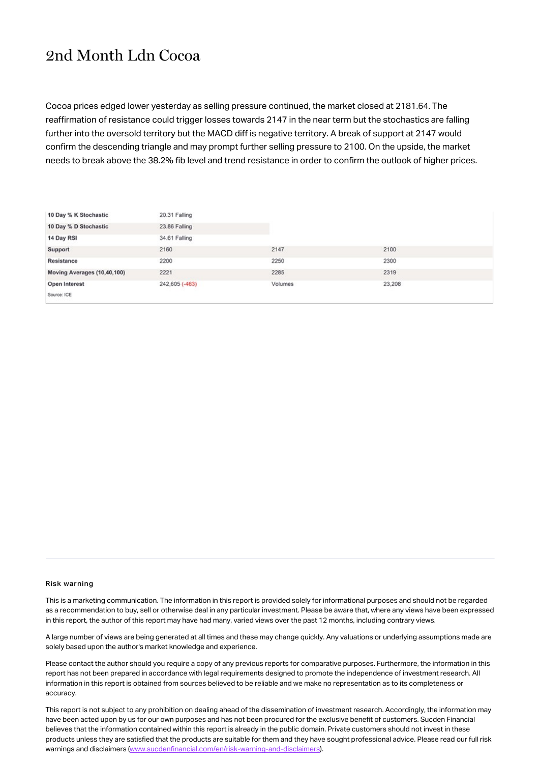# 2nd Month Ldn Cocoa

Cocoa prices edged lower yesterday as selling pressure continued, the market closed at 2181.64. The reaffirmation of resistance could trigger losses towards 2147 in the near term but the stochastics are falling further into the oversold territory but the MACD diff is negative territory. A break of support at 2147 would confirm the descending triangle and may prompt further selling pressure to 2100. On the upside, the market needs to break above the 38.2% fib level and trend resistance in order to confirm the outlook of higher prices.

| | | | |
|---|---|---|---|
| **10 Day % K Stochastic** | 20.31 Falling | | |
| **10 Day % D Stochastic** | 23.86 Falling | | |
| **14 Day RSI** | 34.61 Falling | | |
| **Support** | 2160 | 2147 | 2100 |
| **Resistance** | 2200 | 2250 | 2300 |
| **Moving Averages (10,40,100)** | 2221 | 2285 | 2319 |
| **Open Interest** | 242,605 (-463) | Volumes | 23,208 |

Source: ICE

#### Risk warning

This is a marketing communication. The information in this report is provided solely for informational purposes and should not be regarded as a recommendation to buy, sell or otherwise deal in any particular investment. Please be aware that, where any views have been expressed in this report, the author of this report may have had many, varied views over the past 12 months, including contrary views.

A large number of views are being generated at all times and these may change quickly. Any valuations or underlying assumptions made are solely based upon the author's market knowledge and experience.

Please contact the author should you require a copy of any previous reports for comparative purposes. Furthermore, the information in this report has not been prepared in accordance with legal requirements designed to promote the independence of investment research. All information in this report is obtained from sources believed to be reliable and we make no representation as to its completeness or accuracy.

This report is not subject to any prohibition on dealing ahead of the dissemination of investment research. Accordingly, the information may have been acted upon by us for our own purposes and has not been procured for the exclusive benefit of customers. Sucden Financial believes that the information contained within this report is already in the public domain. Private customers should not invest in these products unless they are satisfied that the products are suitable for them and they have sought professional advice. Please read our full risk warnings and disclaimers ([www.sucdenfinancial.com/en/risk-warning-and-disclaimers](www.sucdenfinancial.com/en/risk-warning-and-disclaimers)).